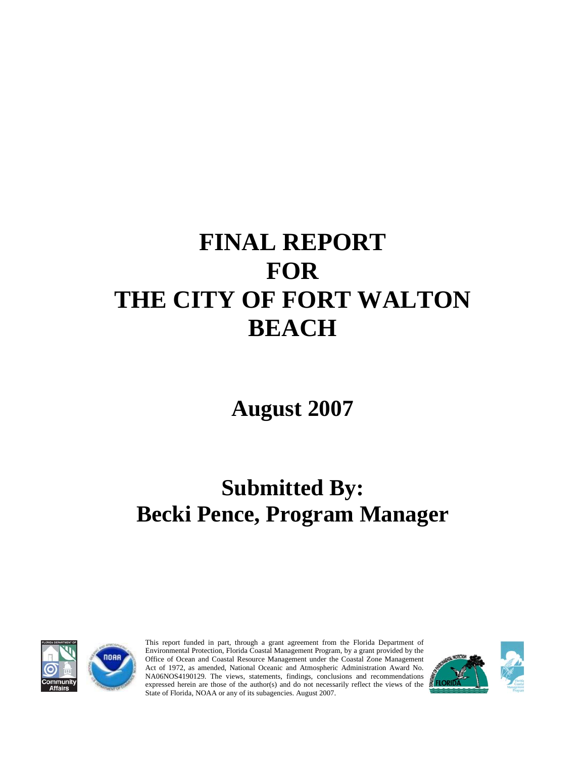# FINAL REPORT FOR THE CITY OF FORT WALTON BEACH

## August 2007

## Submitted By: Becki Pence, Program Manager

This report funded in part, through a grant agreement from the Florida Department of Environmental Protection, Florida Coastal Management Program, by a grant provided by the Office of Ocean and Coastal Resource Management under the Coastal Zone Management Act of 1972, as amended, National Oceanic and Atmospheric Administration Award No. NA06NOS4190129. The views, statements, findings, conclusions and recommendations expressed herein are those of the author(s) and do not necessarily reflect the views of the State of Florida, NOAA or any of its subagencies. August 2007.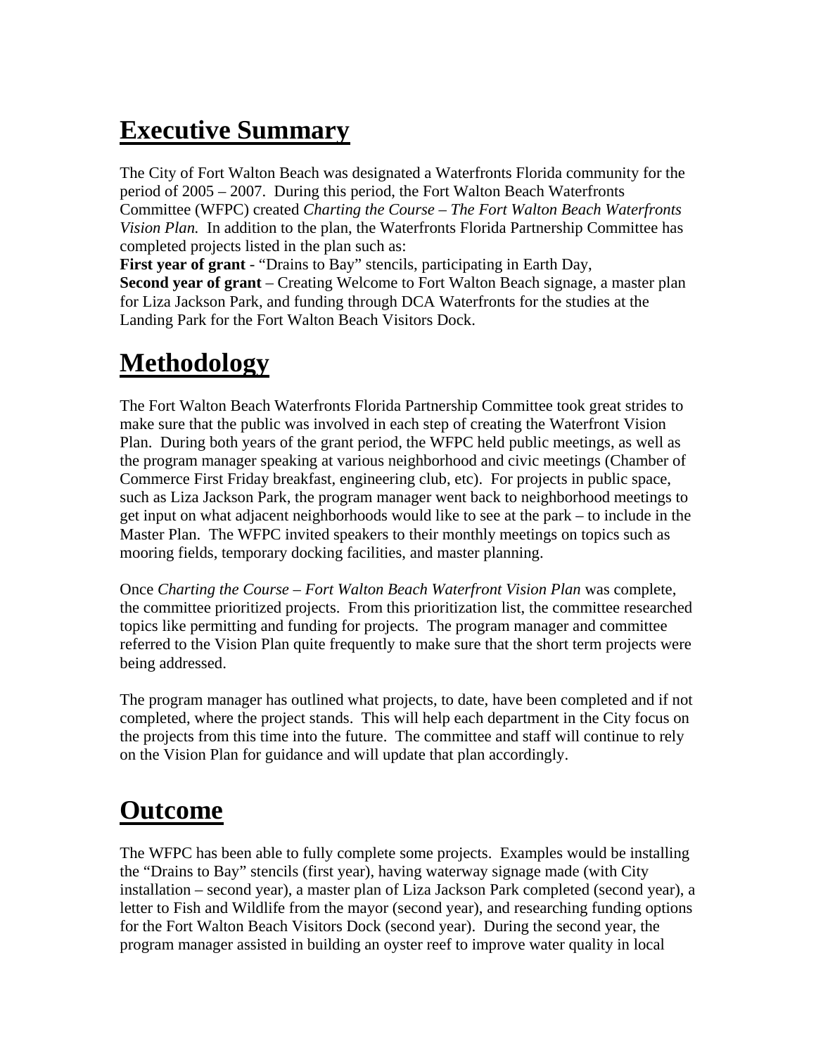# Executive Summary

The City of Fort Walton Beach was designated a Waterfronts Florida community for the period of 2005 – 2007. During this period, the Fort Walton Beach Waterfronts Committee (WFPC) created *Charting the Course – The Fort Walton Beach Waterfronts Vision Plan.* In addition to the plan, the Waterfronts Florida Partnership Committee has completed projects listed in the plan such as:

**First year of grant** - "Drains to Bay" stencils, participating in Earth Day,
**Second year of grant** – Creating Welcome to Fort Walton Beach signage, a master plan for Liza Jackson Park, and funding through DCA Waterfronts for the studies at the Landing Park for the Fort Walton Beach Visitors Dock.

# Methodology

The Fort Walton Beach Waterfronts Florida Partnership Committee took great strides to make sure that the public was involved in each step of creating the Waterfront Vision Plan. During both years of the grant period, the WFPC held public meetings, as well as the program manager speaking at various neighborhood and civic meetings (Chamber of Commerce First Friday breakfast, engineering club, etc). For projects in public space, such as Liza Jackson Park, the program manager went back to neighborhood meetings to get input on what adjacent neighborhoods would like to see at the park – to include in the Master Plan. The WFPC invited speakers to their monthly meetings on topics such as mooring fields, temporary docking facilities, and master planning.

Once *Charting the Course – Fort Walton Beach Waterfront Vision Plan* was complete, the committee prioritized projects. From this prioritization list, the committee researched topics like permitting and funding for projects. The program manager and committee referred to the Vision Plan quite frequently to make sure that the short term projects were being addressed.

The program manager has outlined what projects, to date, have been completed and if not completed, where the project stands. This will help each department in the City focus on the projects from this time into the future. The committee and staff will continue to rely on the Vision Plan for guidance and will update that plan accordingly.

# Outcome

The WFPC has been able to fully complete some projects. Examples would be installing the "Drains to Bay" stencils (first year), having waterway signage made (with City installation – second year), a master plan of Liza Jackson Park completed (second year), a letter to Fish and Wildlife from the mayor (second year), and researching funding options for the Fort Walton Beach Visitors Dock (second year). During the second year, the program manager assisted in building an oyster reef to improve water quality in local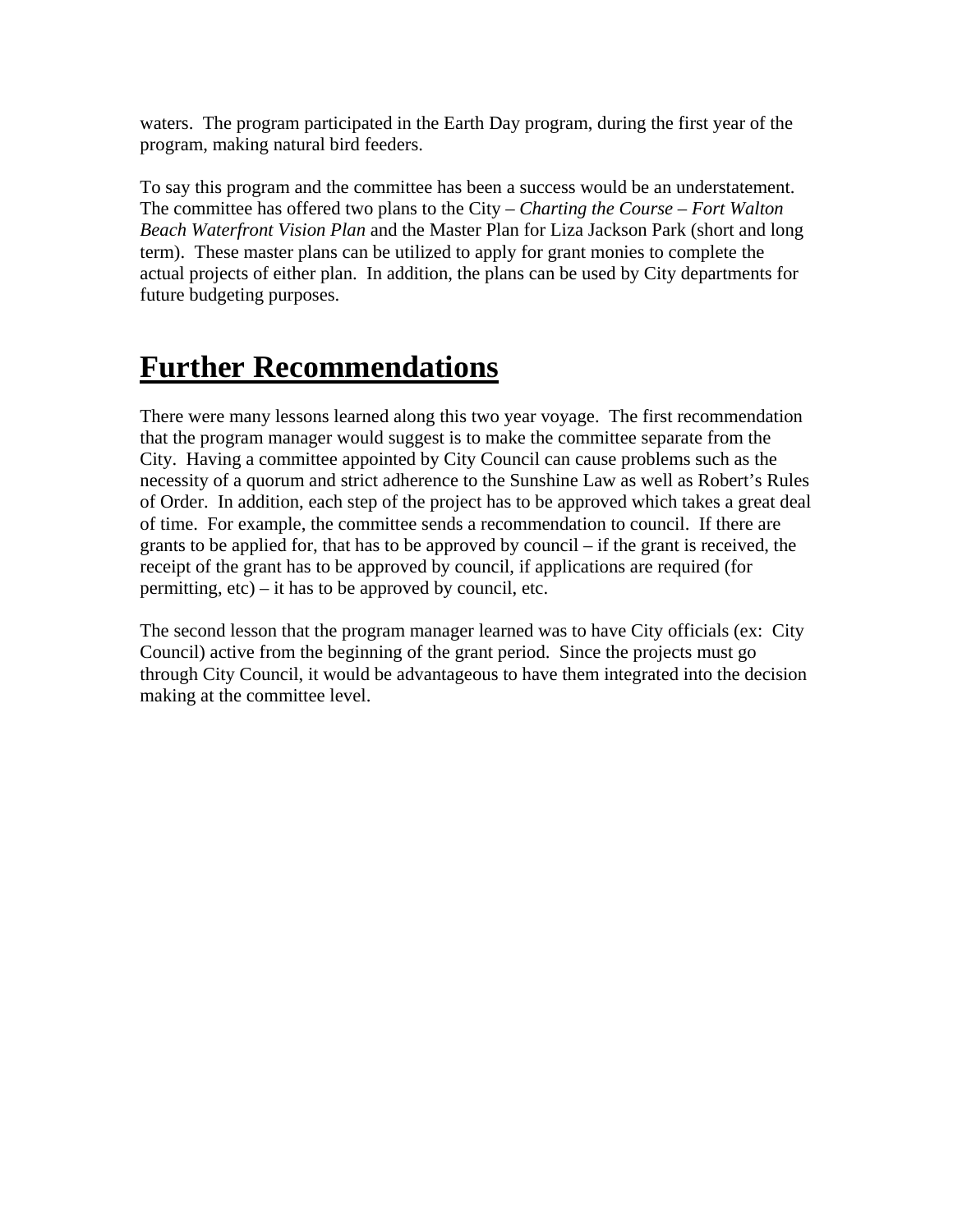waters. The program participated in the Earth Day program, during the first year of the program, making natural bird feeders.

To say this program and the committee has been a success would be an understatement. The committee has offered two plans to the City – *Charting the Course – Fort Walton Beach Waterfront Vision Plan* and the Master Plan for Liza Jackson Park (short and long term). These master plans can be utilized to apply for grant monies to complete the actual projects of either plan. In addition, the plans can be used by City departments for future budgeting purposes.

# **Further Recommendations**

There were many lessons learned along this two year voyage. The first recommendation that the program manager would suggest is to make the committee separate from the City. Having a committee appointed by City Council can cause problems such as the necessity of a quorum and strict adherence to the Sunshine Law as well as Robert's Rules of Order. In addition, each step of the project has to be approved which takes a great deal of time. For example, the committee sends a recommendation to council. If there are grants to be applied for, that has to be approved by council – if the grant is received, the receipt of the grant has to be approved by council, if applications are required (for permitting, etc) – it has to be approved by council, etc.

The second lesson that the program manager learned was to have City officials (ex: City Council) active from the beginning of the grant period. Since the projects must go through City Council, it would be advantageous to have them integrated into the decision making at the committee level.